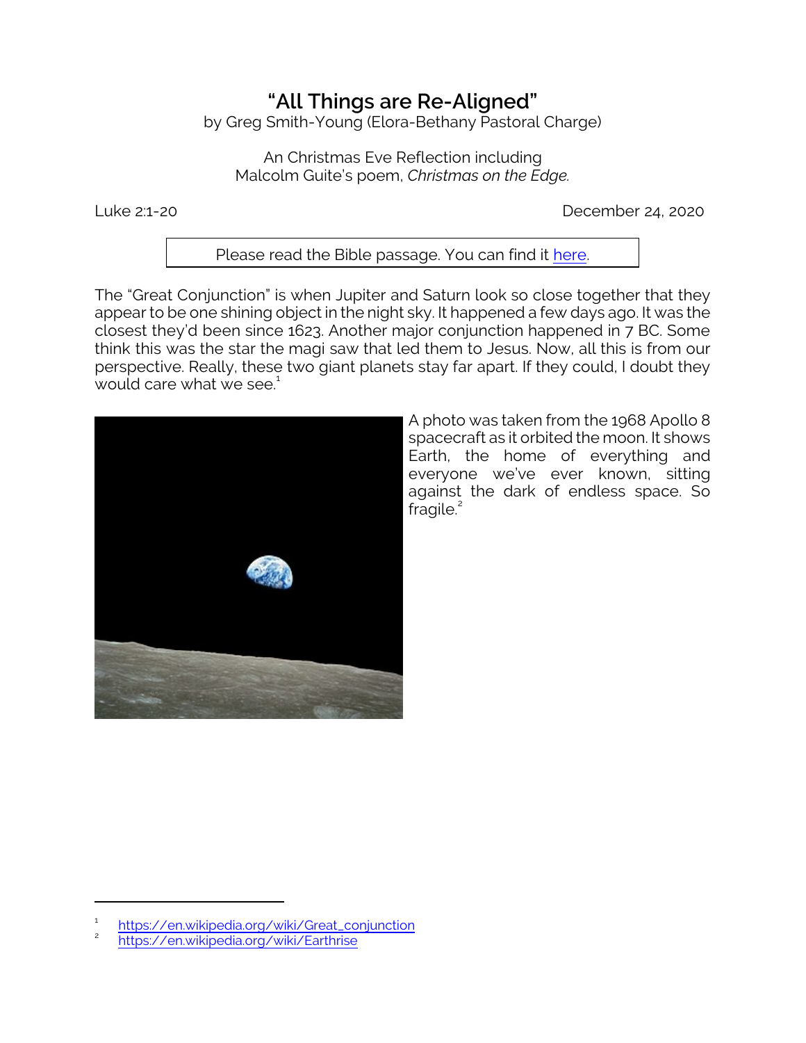# "All Things are Re-Aligned"

by Greg Smith-Young (Elora-Bethany Pastoral Charge)

An Christmas Eve Reflection including
Malcolm Guite's poem, *Christmas on the Edge.*

Luke 2:1-20 December 24, 2020

Please read the Bible passage. You can find it [here](#).

The "Great Conjunction" is when Jupiter and Saturn look so close together that they appear to be one shining object in the night sky. It happened a few days ago. It was the closest they'd been since 1623. Another major conjunction happened in 7 BC. Some think this was the star the magi saw that led them to Jesus. Now, all this is from our perspective. Really, these two giant planets stay far apart. If they could, I doubt they would care what we see.[1]

A photo was taken from the 1968 Apollo 8 spacecraft as it orbited the moon. It shows Earth, the home of everything and everyone we've ever known, sitting against the dark of endless space. So fragile.[2]

---

1. https://en.wikipedia.org/wiki/Great_conjunction
2. https://en.wikipedia.org/wiki/Earthrise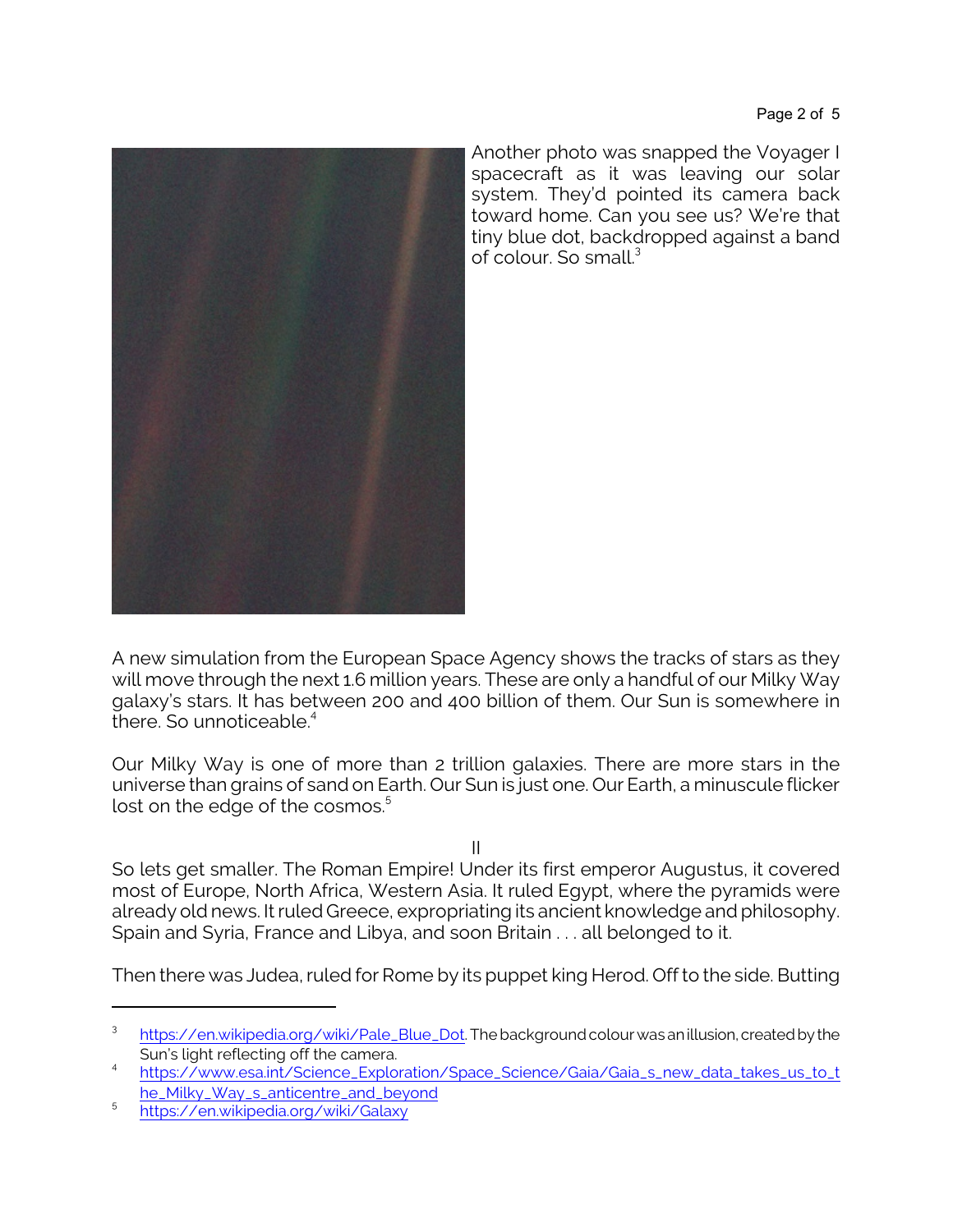Another photo was snapped the Voyager I spacecraft as it was leaving our solar system. They'd pointed its camera back toward home. Can you see us? We're that tiny blue dot, backdropped against a band of colour. So small.[3]

A new simulation from the European Space Agency shows the tracks of stars as they will move through the next 1.6 million years. These are only a handful of our Milky Way galaxy's stars. It has between 200 and 400 billion of them. Our Sun is somewhere in there. So unnoticeable.[4]

Our Milky Way is one of more than 2 trillion galaxies. There are more stars in the universe than grains of sand on Earth. Our Sun is just one. Our Earth, a minuscule flicker lost on the edge of the cosmos.[5]

II

So lets get smaller. The Roman Empire! Under its first emperor Augustus, it covered most of Europe, North Africa, Western Asia. It ruled Egypt, where the pyramids were already old news. It ruled Greece, expropriating its ancient knowledge and philosophy. Spain and Syria, France and Libya, and soon Britain . . . all belonged to it.

Then there was Judea, ruled for Rome by its puppet king Herod. Off to the side. Butting

---

[3] https://en.wikipedia.org/wiki/Pale_Blue_Dot. The background colour was an illusion, created by the Sun's light reflecting off the camera.

[4] https://www.esa.int/Science_Exploration/Space_Science/Gaia/Gaia_s_new_data_takes_us_to_the_Milky_Way_s_anticentre_and_beyond

[5] https://en.wikipedia.org/wiki/Galaxy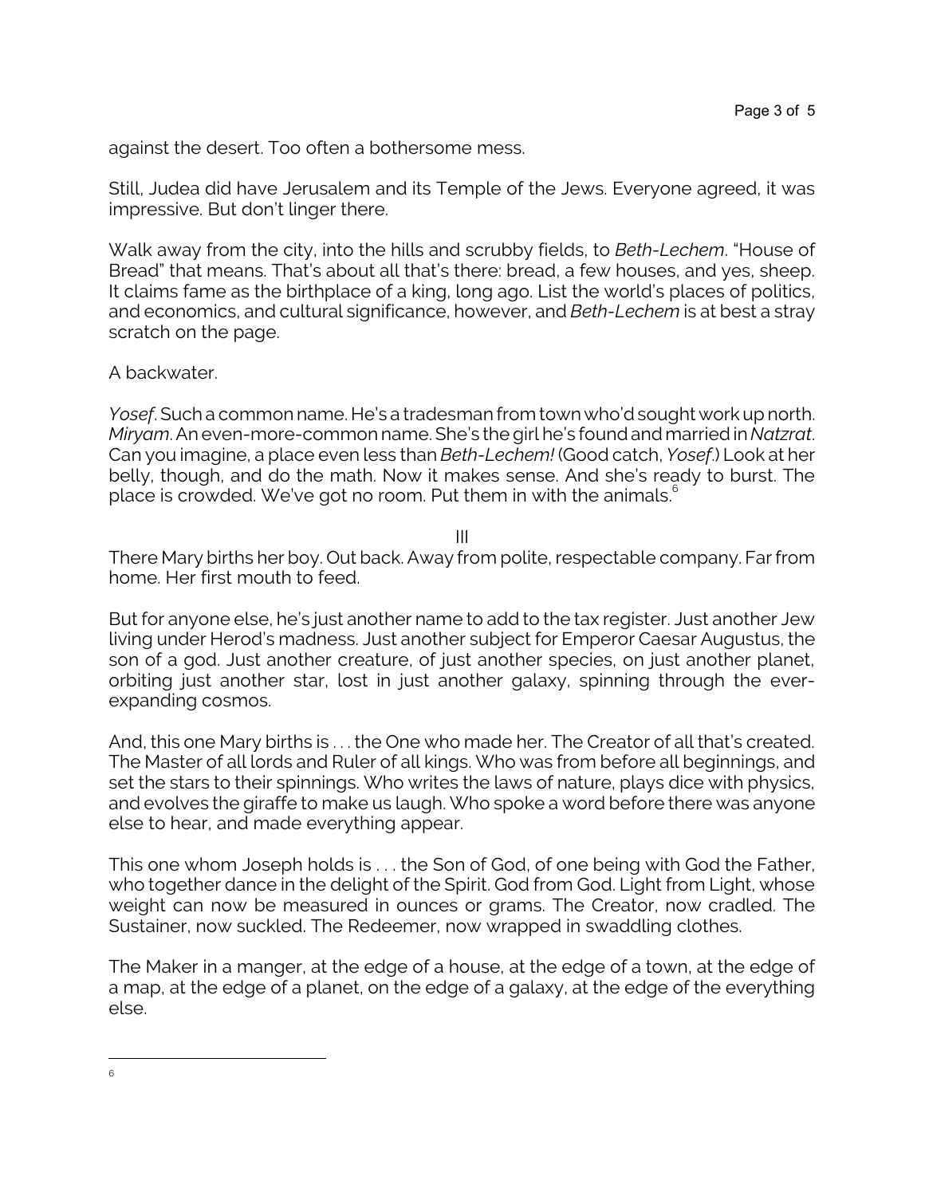against the desert. Too often a bothersome mess.

Still, Judea did have Jerusalem and its Temple of the Jews. Everyone agreed, it was impressive. But don't linger there.

Walk away from the city, into the hills and scrubby fields, to *Beth-Lechem*. "House of Bread" that means. That's about all that's there: bread, a few houses, and yes, sheep. It claims fame as the birthplace of a king, long ago. List the world's places of politics, and economics, and cultural significance, however, and *Beth-Lechem* is at best a stray scratch on the page.

A backwater.

*Yosef*. Such a common name. He's a tradesman from town who'd sought work up north. *Miryam*. An even-more-common name. She's the girl he's found and married in *Natzrat*. Can you imagine, a place even less than *Beth-Lechem!* (Good catch, *Yosef*.) Look at her belly, though, and do the math. Now it makes sense. And she's ready to burst. The place is crowded. We've got no room. Put them in with the animals.[6]

III

There Mary births her boy. Out back. Away from polite, respectable company. Far from home. Her first mouth to feed.

But for anyone else, he's just another name to add to the tax register. Just another Jew living under Herod's madness. Just another subject for Emperor Caesar Augustus, the son of a god. Just another creature, of just another species, on just another planet, orbiting just another star, lost in just another galaxy, spinning through the ever-expanding cosmos.

And, this one Mary births is . . . the One who made her. The Creator of all that's created. The Master of all lords and Ruler of all kings. Who was from before all beginnings, and set the stars to their spinnings. Who writes the laws of nature, plays dice with physics, and evolves the giraffe to make us laugh. Who spoke a word before there was anyone else to hear, and made everything appear.

This one whom Joseph holds is . . . the Son of God, of one being with God the Father, who together dance in the delight of the Spirit. God from God. Light from Light, whose weight can now be measured in ounces or grams. The Creator, now cradled. The Sustainer, now suckled. The Redeemer, now wrapped in swaddling clothes.

The Maker in a manger, at the edge of a house, at the edge of a town, at the edge of a map, at the edge of a planet, on the edge of a galaxy, at the edge of the everything else.

---

[6]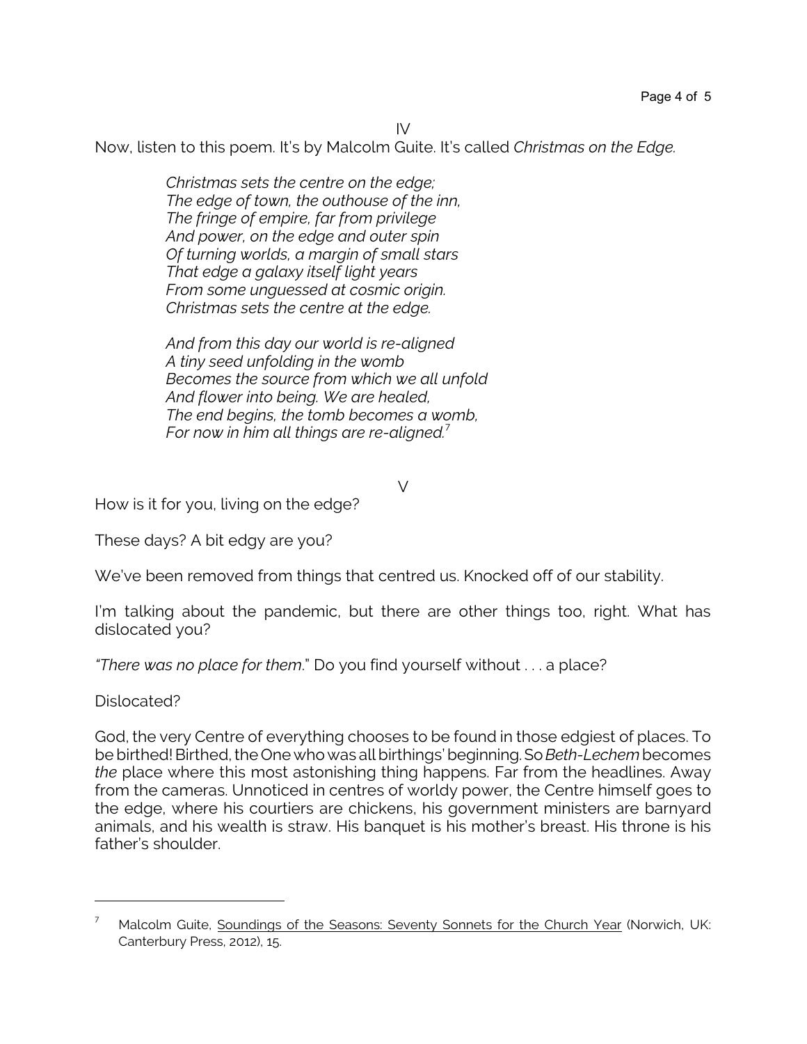IV

Now, listen to this poem. It's by Malcolm Guite. It's called *Christmas on the Edge.*

> *Christmas sets the centre on the edge;*
> *The edge of town, the outhouse of the inn,*
> *The fringe of empire, far from privilege*
> *And power, on the edge and outer spin*
> *Of turning worlds, a margin of small stars*
> *That edge a galaxy itself light years*
> *From some unguessed at cosmic origin.*
> *Christmas sets the centre at the edge.*
>
> *And from this day our world is re-aligned*
> *A tiny seed unfolding in the womb*
> *Becomes the source from which we all unfold*
> *And flower into being. We are healed,*
> *The end begins, the tomb becomes a womb,*
> *For now in him all things are re-aligned.*[7]

V

How is it for you, living on the edge?

These days? A bit edgy are you?

We've been removed from things that centred us. Knocked off of our stability.

I'm talking about the pandemic, but there are other things too, right. What has dislocated you?

*"There was no place for them."* Do you find yourself without . . . a place?

Dislocated?

God, the very Centre of everything chooses to be found in those edgiest of places. To be birthed! Birthed, the One who was all birthings' beginning. So *Beth-Lechem* becomes *the* place where this most astonishing thing happens. Far from the headlines. Away from the cameras. Unnoticed in centres of worldy power, the Centre himself goes to the edge, where his courtiers are chickens, his government ministers are barnyard animals, and his wealth is straw. His banquet is his mother's breast. His throne is his father's shoulder.

---

[7] Malcolm Guite, Soundings of the Seasons: Seventy Sonnets for the Church Year (Norwich, UK: Canterbury Press, 2012), 15.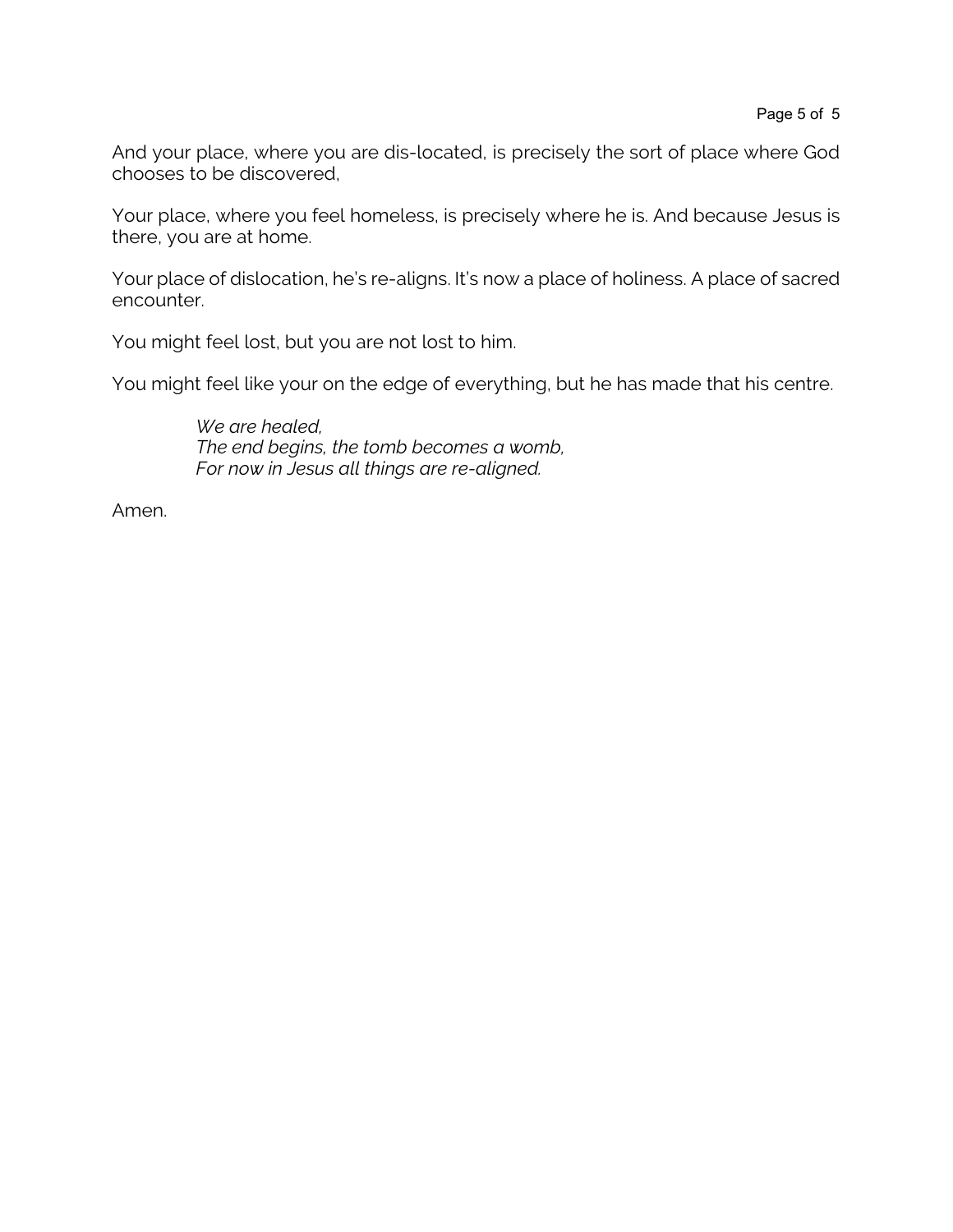And your place, where you are dis-located, is precisely the sort of place where God chooses to be discovered,

Your place, where you feel homeless, is precisely where he is. And because Jesus is there, you are at home.

Your place of dislocation, he's re-aligns. It's now a place of holiness. A place of sacred encounter.

You might feel lost, but you are not lost to him.

You might feel like your on the edge of everything, but he has made that his centre.

> *We are healed,*
> *The end begins, the tomb becomes a womb,*
> *For now in Jesus all things are re-aligned.*

Amen.